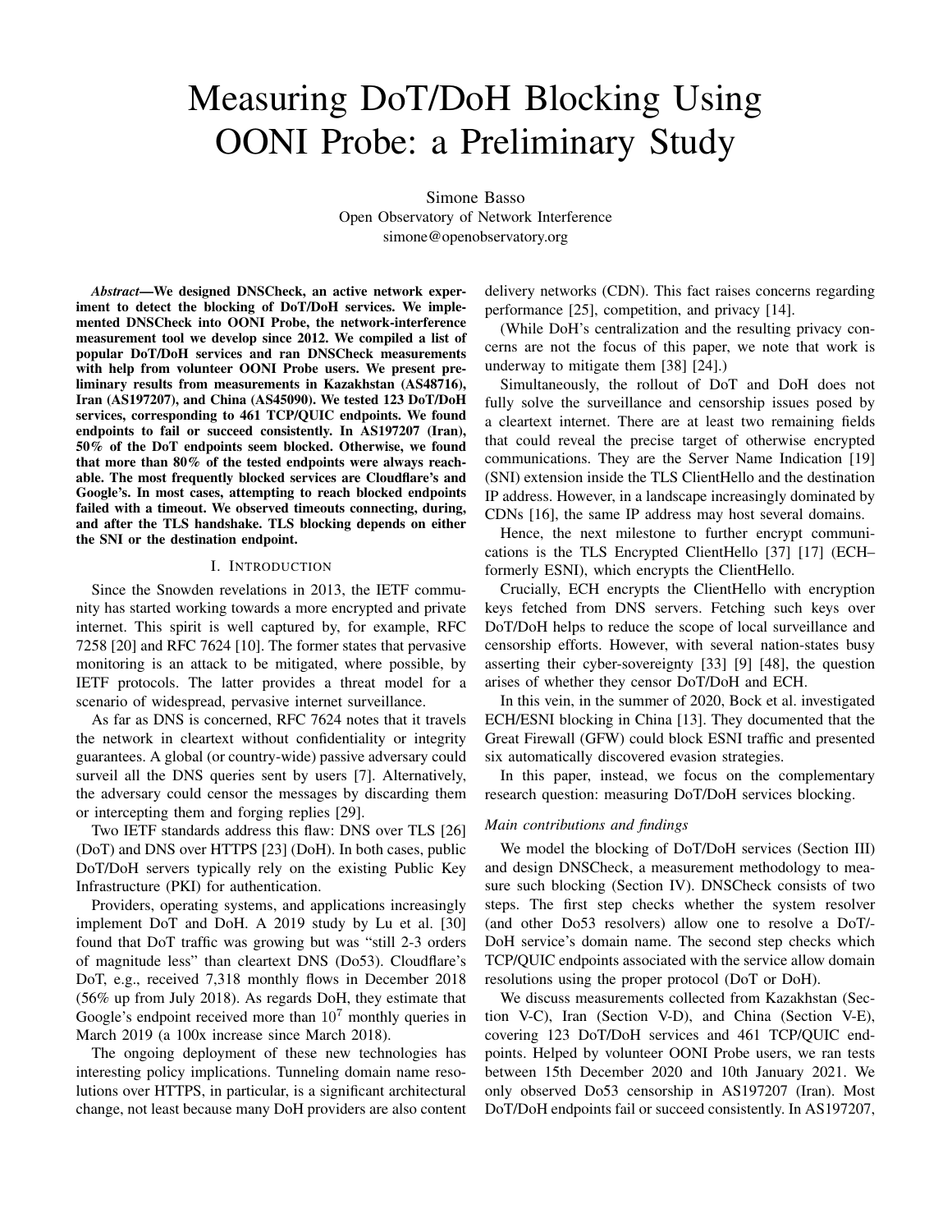# Measuring DoT/DoH Blocking Using OONI Probe: a Preliminary Study

Simone Basso
Open Observatory of Network Interference
simone@openobservatory.org

***Abstract*—We designed DNSCheck, an active network experiment to detect the blocking of DoT/DoH services. We implemented DNSCheck into OONI Probe, the network-interference measurement tool we develop since 2012. We compiled a list of popular DoT/DoH services and ran DNSCheck measurements with help from volunteer OONI Probe users. We present preliminary results from measurements in Kazakhstan (AS48716), Iran (AS197207), and China (AS45090). We tested 123 DoT/DoH services, corresponding to 461 TCP/QUIC endpoints. We found endpoints to fail or succeed consistently. In AS197207 (Iran), 50% of the DoT endpoints seem blocked. Otherwise, we found that more than 80% of the tested endpoints were always reachable. The most frequently blocked services are Cloudflare's and Google's. In most cases, attempting to reach blocked endpoints failed with a timeout. We observed timeouts connecting, during, and after the TLS handshake. TLS blocking depends on either the SNI or the destination endpoint.**

## I. Introduction

Since the Snowden revelations in 2013, the IETF community has started working towards a more encrypted and private internet. This spirit is well captured by, for example, RFC 7258 [20] and RFC 7624 [10]. The former states that pervasive monitoring is an attack to be mitigated, where possible, by IETF protocols. The latter provides a threat model for a scenario of widespread, pervasive internet surveillance.

As far as DNS is concerned, RFC 7624 notes that it travels the network in cleartext without confidentiality or integrity guarantees. A global (or country-wide) passive adversary could surveil all the DNS queries sent by users [7]. Alternatively, the adversary could censor the messages by discarding them or intercepting them and forging replies [29].

Two IETF standards address this flaw: DNS over TLS [26] (DoT) and DNS over HTTPS [23] (DoH). In both cases, public DoT/DoH servers typically rely on the existing Public Key Infrastructure (PKI) for authentication.

Providers, operating systems, and applications increasingly implement DoT and DoH. A 2019 study by Lu et al. [30] found that DoT traffic was growing but was "still 2-3 orders of magnitude less" than cleartext DNS (Do53). Cloudflare's DoT, e.g., received 7,318 monthly flows in December 2018 (56% up from July 2018). As regards DoH, they estimate that Google's endpoint received more than $10^7$ monthly queries in March 2019 (a 100x increase since March 2018).

The ongoing deployment of these new technologies has interesting policy implications. Tunneling domain name resolutions over HTTPS, in particular, is a significant architectural change, not least because many DoH providers are also content delivery networks (CDN). This fact raises concerns regarding performance [25], competition, and privacy [14].

(While DoH's centralization and the resulting privacy concerns are not the focus of this paper, we note that work is underway to mitigate them [38] [24].)

Simultaneously, the rollout of DoT and DoH does not fully solve the surveillance and censorship issues posed by a cleartext internet. There are at least two remaining fields that could reveal the precise target of otherwise encrypted communications. They are the Server Name Indication [19] (SNI) extension inside the TLS ClientHello and the destination IP address. However, in a landscape increasingly dominated by CDNs [16], the same IP address may host several domains.

Hence, the next milestone to further encrypt communications is the TLS Encrypted ClientHello [37] [17] (ECH–formerly ESNI), which encrypts the ClientHello.

Crucially, ECH encrypts the ClientHello with encryption keys fetched from DNS servers. Fetching such keys over DoT/DoH helps to reduce the scope of local surveillance and censorship efforts. However, with several nation-states busy asserting their cyber-sovereignty [33] [9] [48], the question arises of whether they censor DoT/DoH and ECH.

In this vein, in the summer of 2020, Bock et al. investigated ECH/ESNI blocking in China [13]. They documented that the Great Firewall (GFW) could block ESNI traffic and presented six automatically discovered evasion strategies.

In this paper, instead, we focus on the complementary research question: measuring DoT/DoH services blocking.

### *Main contributions and findings*

We model the blocking of DoT/DoH services (Section III) and design DNSCheck, a measurement methodology to measure such blocking (Section IV). DNSCheck consists of two steps. The first step checks whether the system resolver (and other Do53 resolvers) allow one to resolve a DoT/DoH service's domain name. The second step checks which TCP/QUIC endpoints associated with the service allow domain resolutions using the proper protocol (DoT or DoH).

We discuss measurements collected from Kazakhstan (Section V-C), Iran (Section V-D), and China (Section V-E), covering 123 DoT/DoH services and 461 TCP/QUIC endpoints. Helped by volunteer OONI Probe users, we ran tests between 15th December 2020 and 10th January 2021. We only observed Do53 censorship in AS197207 (Iran). Most DoT/DoH endpoints fail or succeed consistently. In AS197207,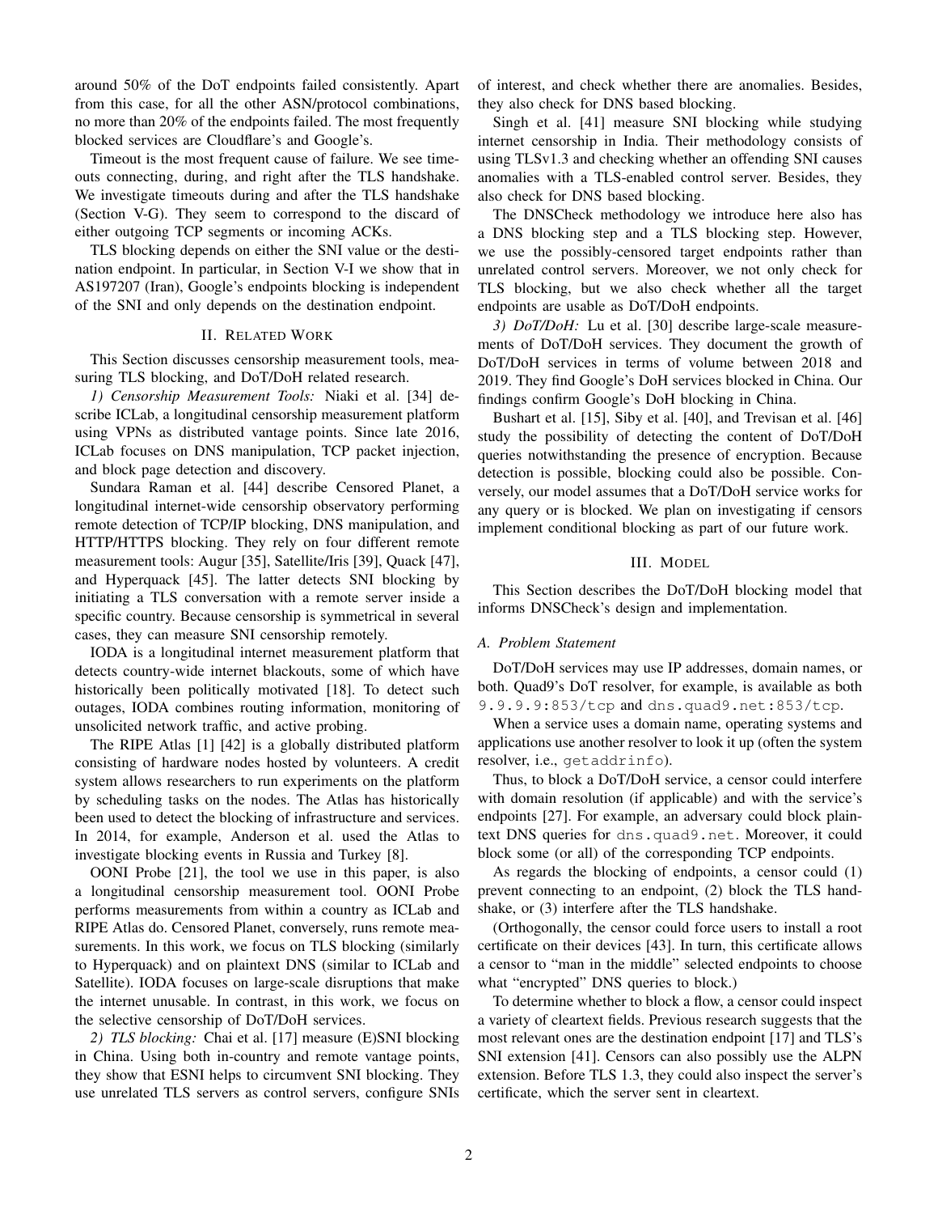around 50% of the DoT endpoints failed consistently. Apart from this case, for all the other ASN/protocol combinations, no more than 20% of the endpoints failed. The most frequently blocked services are Cloudflare's and Google's.

Timeout is the most frequent cause of failure. We see timeouts connecting, during, and right after the TLS handshake. We investigate timeouts during and after the TLS handshake (Section V-G). They seem to correspond to the discard of either outgoing TCP segments or incoming ACKs.

TLS blocking depends on either the SNI value or the destination endpoint. In particular, in Section V-I we show that in AS197207 (Iran), Google's endpoints blocking is independent of the SNI and only depends on the destination endpoint.

## II. Related Work

This Section discusses censorship measurement tools, measuring TLS blocking, and DoT/DoH related research.

*1) Censorship Measurement Tools:* Niaki et al. [34] describe ICLab, a longitudinal censorship measurement platform using VPNs as distributed vantage points. Since late 2016, ICLab focuses on DNS manipulation, TCP packet injection, and block page detection and discovery.

Sundara Raman et al. [44] describe Censored Planet, a longitudinal internet-wide censorship observatory performing remote detection of TCP/IP blocking, DNS manipulation, and HTTP/HTTPS blocking. They rely on four different remote measurement tools: Augur [35], Satellite/Iris [39], Quack [47], and Hyperquack [45]. The latter detects SNI blocking by initiating a TLS conversation with a remote server inside a specific country. Because censorship is symmetrical in several cases, they can measure SNI censorship remotely.

IODA is a longitudinal internet measurement platform that detects country-wide internet blackouts, some of which have historically been politically motivated [18]. To detect such outages, IODA combines routing information, monitoring of unsolicited network traffic, and active probing.

The RIPE Atlas [1] [42] is a globally distributed platform consisting of hardware nodes hosted by volunteers. A credit system allows researchers to run experiments on the platform by scheduling tasks on the nodes. The Atlas has historically been used to detect the blocking of infrastructure and services. In 2014, for example, Anderson et al. used the Atlas to investigate blocking events in Russia and Turkey [8].

OONI Probe [21], the tool we use in this paper, is also a longitudinal censorship measurement tool. OONI Probe performs measurements from within a country as ICLab and RIPE Atlas do. Censored Planet, conversely, runs remote measurements. In this work, we focus on TLS blocking (similarly to Hyperquack) and on plaintext DNS (similar to ICLab and Satellite). IODA focuses on large-scale disruptions that make the internet unusable. In contrast, in this work, we focus on the selective censorship of DoT/DoH services.

*2) TLS blocking:* Chai et al. [17] measure (E)SNI blocking in China. Using both in-country and remote vantage points, they show that ESNI helps to circumvent SNI blocking. They use unrelated TLS servers as control servers, configure SNIs of interest, and check whether there are anomalies. Besides, they also check for DNS based blocking.

Singh et al. [41] measure SNI blocking while studying internet censorship in India. Their methodology consists of using TLSv1.3 and checking whether an offending SNI causes anomalies with a TLS-enabled control server. Besides, they also check for DNS based blocking.

The DNSCheck methodology we introduce here also has a DNS blocking step and a TLS blocking step. However, we use the possibly-censored target endpoints rather than unrelated control servers. Moreover, we not only check for TLS blocking, but we also check whether all the target endpoints are usable as DoT/DoH endpoints.

*3) DoT/DoH:* Lu et al. [30] describe large-scale measurements of DoT/DoH services. They document the growth of DoT/DoH services in terms of volume between 2018 and 2019. They find Google's DoH services blocked in China. Our findings confirm Google's DoH blocking in China.

Bushart et al. [15], Siby et al. [40], and Trevisan et al. [46] study the possibility of detecting the content of DoT/DoH queries notwithstanding the presence of encryption. Because detection is possible, blocking could also be possible. Conversely, our model assumes that a DoT/DoH service works for any query or is blocked. We plan on investigating if censors implement conditional blocking as part of our future work.

## III. Model

This Section describes the DoT/DoH blocking model that informs DNSCheck's design and implementation.

### A. Problem Statement

DoT/DoH services may use IP addresses, domain names, or both. Quad9's DoT resolver, for example, is available as both `9.9.9.9:853/tcp` and `dns.quad9.net:853/tcp`.

When a service uses a domain name, operating systems and applications use another resolver to look it up (often the system resolver, i.e., `getaddrinfo`).

Thus, to block a DoT/DoH service, a censor could interfere with domain resolution (if applicable) and with the service's endpoints [27]. For example, an adversary could block plaintext DNS queries for `dns.quad9.net`. Moreover, it could block some (or all) of the corresponding TCP endpoints.

As regards the blocking of endpoints, a censor could (1) prevent connecting to an endpoint, (2) block the TLS handshake, or (3) interfere after the TLS handshake.

(Orthogonally, the censor could force users to install a root certificate on their devices [43]. In turn, this certificate allows a censor to "man in the middle" selected endpoints to choose what "encrypted" DNS queries to block.)

To determine whether to block a flow, a censor could inspect a variety of cleartext fields. Previous research suggests that the most relevant ones are the destination endpoint [17] and TLS's SNI extension [41]. Censors can also possibly use the ALPN extension. Before TLS 1.3, they could also inspect the server's certificate, which the server sent in cleartext.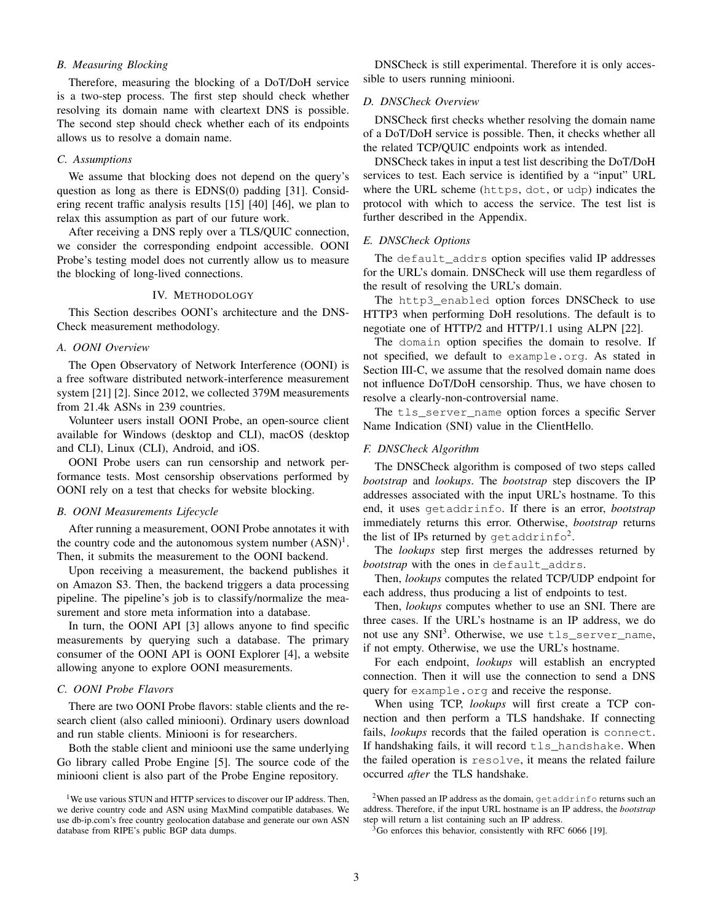### B. Measuring Blocking

Therefore, measuring the blocking of a DoT/DoH service is a two-step process. The first step should check whether resolving its domain name with cleartext DNS is possible. The second step should check whether each of its endpoints allows us to resolve a domain name.

### C. Assumptions

We assume that blocking does not depend on the query's question as long as there is EDNS(0) padding [31]. Considering recent traffic analysis results [15] [40] [46], we plan to relax this assumption as part of our future work.

After receiving a DNS reply over a TLS/QUIC connection, we consider the corresponding endpoint accessible. OONI Probe's testing model does not currently allow us to measure the blocking of long-lived connections.

## IV. Methodology

This Section describes OONI's architecture and the DNSCheck measurement methodology.

### A. OONI Overview

The Open Observatory of Network Interference (OONI) is a free software distributed network-interference measurement system [21] [2]. Since 2012, we collected 379M measurements from 21.4k ASNs in 239 countries.

Volunteer users install OONI Probe, an open-source client available for Windows (desktop and CLI), macOS (desktop and CLI), Linux (CLI), Android, and iOS.

OONI Probe users can run censorship and network performance tests. Most censorship observations performed by OONI rely on a test that checks for website blocking.

### B. OONI Measurements Lifecycle

After running a measurement, OONI Probe annotates it with the country code and the autonomous system number (ASN)[1]. Then, it submits the measurement to the OONI backend.

Upon receiving a measurement, the backend publishes it on Amazon S3. Then, the backend triggers a data processing pipeline. The pipeline's job is to classify/normalize the measurement and store meta information into a database.

In turn, the OONI API [3] allows anyone to find specific measurements by querying such a database. The primary consumer of the OONI API is OONI Explorer [4], a website allowing anyone to explore OONI measurements.

### C. OONI Probe Flavors

There are two OONI Probe flavors: stable clients and the research client (also called miniooni). Ordinary users download and run stable clients. Miniooni is for researchers.

Both the stable client and miniooni use the same underlying Go library called Probe Engine [5]. The source code of the miniooni client is also part of the Probe Engine repository.

DNSCheck is still experimental. Therefore it is only accessible to users running miniooni.

### D. DNSCheck Overview

DNSCheck first checks whether resolving the domain name of a DoT/DoH service is possible. Then, it checks whether all the related TCP/QUIC endpoints work as intended.

DNSCheck takes in input a test list describing the DoT/DoH services to test. Each service is identified by a "input" URL where the URL scheme (`https`, `dot`, or `udp`) indicates the protocol with which to access the service. The test list is further described in the Appendix.

### E. DNSCheck Options

The `default_addrs` option specifies valid IP addresses for the URL's domain. DNSCheck will use them regardless of the result of resolving the URL's domain.

The `http3_enabled` option forces DNSCheck to use HTTP3 when performing DoH resolutions. The default is to negotiate one of HTTP/2 and HTTP/1.1 using ALPN [22].

The `domain` option specifies the domain to resolve. If not specified, we default to `example.org`. As stated in Section III-C, we assume that the resolved domain name does not influence DoT/DoH censorship. Thus, we have chosen to resolve a clearly-non-controversial name.

The `tls_server_name` option forces a specific Server Name Indication (SNI) value in the ClientHello.

### F. DNSCheck Algorithm

The DNSCheck algorithm is composed of two steps called *bootstrap* and *lookups*. The *bootstrap* step discovers the IP addresses associated with the input URL's hostname. To this end, it uses `getaddrinfo`. If there is an error, *bootstrap* immediately returns this error. Otherwise, *bootstrap* returns the list of IPs returned by `getaddrinfo`[2].

The *lookups* step first merges the addresses returned by *bootstrap* with the ones in `default_addrs`.

Then, *lookups* computes the related TCP/UDP endpoint for each address, thus producing a list of endpoints to test.

Then, *lookups* computes whether to use an SNI. There are three cases. If the URL's hostname is an IP address, we do not use any SNI[3]. Otherwise, we use `tls_server_name`, if not empty. Otherwise, we use the URL's hostname.

For each endpoint, *lookups* will establish an encrypted connection. Then it will use the connection to send a DNS query for `example.org` and receive the response.

When using TCP, *lookups* will first create a TCP connection and then perform a TLS handshake. If connecting fails, *lookups* records that the failed operation is `connect`. If handshaking fails, it will record `tls_handshake`. When the failed operation is `resolve`, it means the related failure occurred *after* the TLS handshake.

---

[1] We use various STUN and HTTP services to discover our IP address. Then, we derive country code and ASN using MaxMind compatible databases. We use db-ip.com's free country geolocation database and generate our own ASN database from RIPE's public BGP data dumps.

[2] When passed an IP address as the domain, `getaddrinfo` returns such an address. Therefore, if the input URL hostname is an IP address, the *bootstrap* step will return a list containing such an IP address.

[3] Go enforces this behavior, consistently with RFC 6066 [19].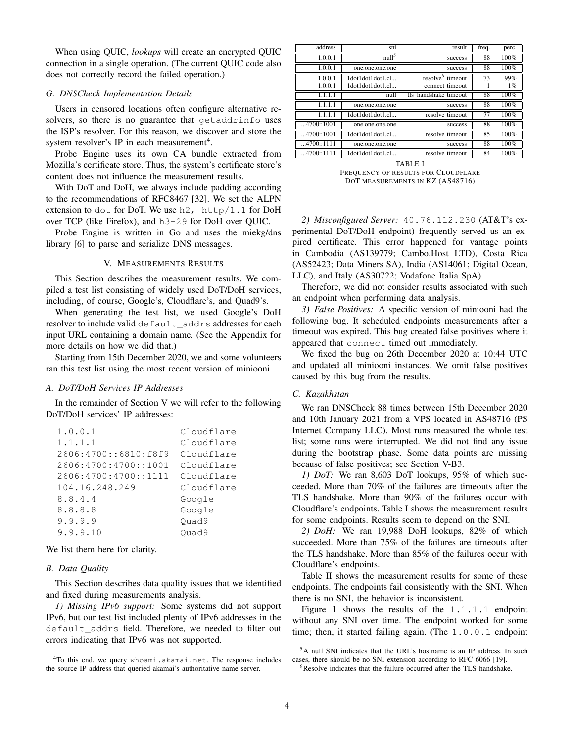When using QUIC, *lookups* will create an encrypted QUIC connection in a single operation. (The current QUIC code also does not correctly record the failed operation.)

### G. DNSCheck Implementation Details

Users in censored locations often configure alternative resolvers, so there is no guarantee that `getaddrinfo` uses the ISP's resolver. For this reason, we discover and store the system resolver's IP in each measurement[4].

Probe Engine uses its own CA bundle extracted from Mozilla's certificate store. Thus, the system's certificate store's content does not influence the measurement results.

With DoT and DoH, we always include padding according to the recommendations of RFC8467 [32]. We set the ALPN extension to `dot` for DoT. We use `h2, http/1.1` for DoH over TCP (like Firefox), and `h3-29` for DoH over QUIC.

Probe Engine is written in Go and uses the miekg/dns library [6] to parse and serialize DNS messages.

## V. Measurements Results

This Section describes the measurement results. We compiled a test list consisting of widely used DoT/DoH services, including, of course, Google's, Cloudflare's, and Quad9's.

When generating the test list, we used Google's DoH resolver to include valid `default_addrs` addresses for each input URL containing a domain name. (See the Appendix for more details on how we did that.)

Starting from 15th December 2020, we and some volunteers ran this test list using the most recent version of miniooni.

### A. DoT/DoH Services IP Addresses

In the remainder of Section V we will refer to the following DoT/DoH services' IP addresses:

```
1.0.0.1                Cloudflare
1.1.1.1                Cloudflare
2606:4700::6810:f8f9   Cloudflare
2606:4700:4700::1001   Cloudflare
2606:4700:4700::1111   Cloudflare
104.16.248.249         Cloudflare
8.8.4.4                Google
8.8.8.8                Google
9.9.9.9                Quad9
9.9.9.10               Quad9
```

We list them here for clarity.

### B. Data Quality

This Section describes data quality issues that we identified and fixed during measurements analysis.

*1) Missing IPv6 support:* Some systems did not support IPv6, but our test list included plenty of IPv6 addresses in the `default_addrs` field. Therefore, we needed to filter out errors indicating that IPv6 was not supported.

| address | sni | result | freq. | perc. |
|---|---|---|---|---|
| 1.0.0.1 | null[5] | success | 88 | 100% |
| 1.0.0.1 | one.one.one.one | success | 88 | 100% |
| 1.0.0.1 | 1dot1dot1dot1.cl... | resolve[6] timeout | 73 | 99% |
| 1.0.0.1 | 1dot1dot1dot1.cl... | connect timeout | 1 | 1% |
| 1.1.1.1 | null | tls_handshake timeout | 88 | 100% |
| 1.1.1.1 | one.one.one.one | success | 88 | 100% |
| 1.1.1.1 | 1dot1dot1dot1.cl... | resolve timeout | 77 | 100% |
| ...4700::1001 | one.one.one.one | success | 88 | 100% |
| ...4700::1001 | 1dot1dot1dot1.cl... | resolve timeout | 85 | 100% |
| ...4700::1111 | one.one.one.one | success | 88 | 100% |
| ...4700::1111 | 1dot1dot1dot1.cl... | resolve timeout | 84 | 100% |

TABLE I
FREQUENCY OF RESULTS FOR CLOUDFLARE DOT MEASUREMENTS IN KZ (AS48716)

*2) Misconfigured Server:* `40.76.112.230` (AT&T's experimental DoT/DoH endpoint) frequently served us an expired certificate. This error happened for vantage points in Cambodia (AS139779; Cambo.Host LTD), Costa Rica (AS52423; Data Miners SA), India (AS14061; Digital Ocean, LLC), and Italy (AS30722; Vodafone Italia SpA).

Therefore, we did not consider results associated with such an endpoint when performing data analysis.

*3) False Positives:* A specific version of miniooni had the following bug. It scheduled endpoints measurements after a timeout was expired. This bug created false positives where it appeared that `connect` timed out immediately.

We fixed the bug on 26th December 2020 at 10:44 UTC and updated all miniooni instances. We omit false positives caused by this bug from the results.

### C. Kazakhstan

We ran DNSCheck 88 times between 15th December 2020 and 10th January 2021 from a VPS located in AS48716 (PS Internet Company LLC). Most runs measured the whole test list; some runs were interrupted. We did not find any issue during the bootstrap phase. Some data points are missing because of false positives; see Section V-B3.

*1) DoT:* We ran 8,603 DoT lookups, 95% of which succeeded. More than 70% of the failures are timeouts after the TLS handshake. More than 90% of the failures occur with Cloudflare's endpoints. Table I shows the measurement results for some endpoints. Results seem to depend on the SNI.

*2) DoH:* We ran 19,988 DoH lookups, 82% of which succeeded. More than 75% of the failures are timeouts after the TLS handshake. More than 85% of the failures occur with Cloudflare's endpoints.

Table II shows the measurement results for some of these endpoints. The endpoints fail consistently with the SNI. When there is no SNI, the behavior is inconsistent.

Figure 1 shows the results of the `1.1.1.1` endpoint without any SNI over time. The endpoint worked for some time; then, it started failing again. (The `1.0.0.1` endpoint

[4] To this end, we query `whoami.akamai.net`. The response includes the source IP address that queried akamai's authoritative name server.

[5] A null SNI indicates that the URL's hostname is an IP address. In such cases, there should be no SNI extension according to RFC 6066 [19].

[6] Resolve indicates that the failure occurred after the TLS handshake.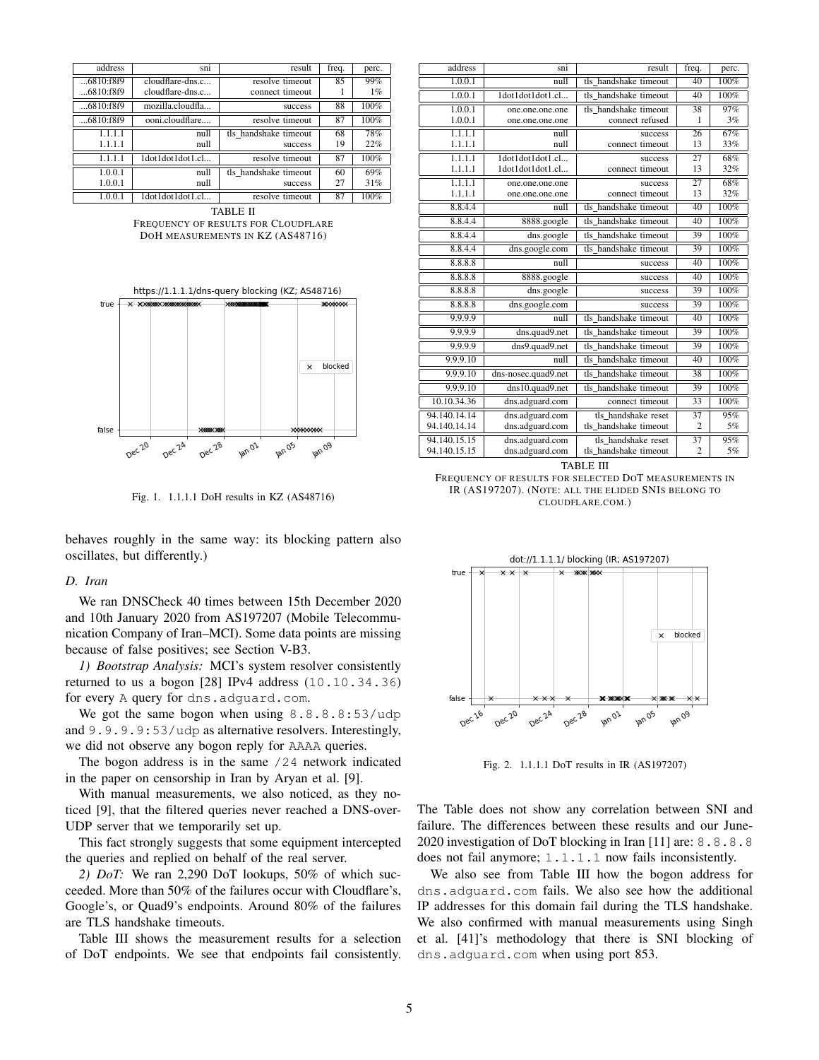| address | sni | result | freq. | perc. |
|---|---|---|---|---|
| ...6810:f8f9 | cloudflare-dns.c... | resolve timeout | 85 | 99% |
| ...6810:f8f9 | cloudflare-dns.c... | connect timeout | 1 | 1% |
| ...6810:f8f9 | mozilla.cloudfla... | success | 88 | 100% |
| ...6810:f8f9 | ooni.cloudflare.... | resolve timeout | 87 | 100% |
| 1.1.1.1 | null | tls_handshake timeout | 68 | 78% |
| 1.1.1.1 | null | success | 19 | 22% |
| 1.1.1.1 | 1dot1dot1dot1.cl... | resolve timeout | 87 | 100% |
| 1.0.0.1 | null | tls_handshake timeout | 60 | 69% |
| 1.0.0.1 | null | success | 27 | 31% |
| 1.0.0.1 | 1dot1dot1dot1.cl... | resolve timeout | 87 | 100% |

TABLE II
FREQUENCY OF RESULTS FOR CLOUDFLARE DOH MEASUREMENTS IN KZ (AS48716)

Fig. 1. 1.1.1.1 DoH results in KZ (AS48716)

behaves roughly in the same way: its blocking pattern also oscillates, but differently.)

### D. Iran

We ran DNSCheck 40 times between 15th December 2020 and 10th January 2020 from AS197207 (Mobile Telecommunication Company of Iran–MCI). Some data points are missing because of false positives; see Section V-B3.

*1) Bootstrap Analysis:* MCI's system resolver consistently returned to us a bogon [28] IPv4 address (`10.10.34.36`) for every `A` query for `dns.adguard.com`.

We got the same bogon when using `8.8.8.8:53/udp` and `9.9.9.9:53/udp` as alternative resolvers. Interestingly, we did not observe any bogon reply for `AAAA` queries.

The bogon address is in the same `/24` network indicated in the paper on censorship in Iran by Aryan et al. [9].

With manual measurements, we also noticed, as they noticed [9], that the filtered queries never reached a DNS-over-UDP server that we temporarily set up.

This fact strongly suggests that some equipment intercepted the queries and replied on behalf of the real server.

*2) DoT:* We ran 2,290 DoT lookups, 50% of which succeeded. More than 50% of the failures occur with Cloudflare's, Google's, or Quad9's endpoints. Around 80% of the failures are TLS handshake timeouts.

Table III shows the measurement results for a selection of DoT endpoints. We see that endpoints fail consistently.

| address | sni | result | freq. | perc. |
|---|---|---|---|---|
| 1.0.0.1 | null | tls_handshake timeout | 40 | 100% |
| 1.0.0.1 | 1dot1dot1dot1.cl... | tls_handshake timeout | 40 | 100% |
| 1.0.0.1 | one.one.one.one | tls_handshake timeout | 38 | 97% |
| 1.0.0.1 | one.one.one.one | connect refused | 1 | 3% |
| 1.1.1.1 | null | success | 26 | 67% |
| 1.1.1.1 | null | connect timeout | 13 | 33% |
| 1.1.1.1 | 1dot1dot1dot1.cl... | success | 27 | 68% |
| 1.1.1.1 | 1dot1dot1dot1.cl... | connect timeout | 13 | 32% |
| 1.1.1.1 | one.one.one.one | success | 27 | 68% |
| 1.1.1.1 | one.one.one.one | connect timeout | 13 | 32% |
| 8.8.4.4 | null | tls_handshake timeout | 40 | 100% |
| 8.8.4.4 | 8888.google | tls_handshake timeout | 40 | 100% |
| 8.8.4.4 | dns.google | tls_handshake timeout | 39 | 100% |
| 8.8.4.4 | dns.google.com | tls_handshake timeout | 39 | 100% |
| 8.8.8.8 | null | success | 40 | 100% |
| 8.8.8.8 | 8888.google | success | 40 | 100% |
| 8.8.8.8 | dns.google | success | 39 | 100% |
| 8.8.8.8 | dns.google.com | success | 39 | 100% |
| 9.9.9.9 | null | tls_handshake timeout | 40 | 100% |
| 9.9.9.9 | dns.quad9.net | tls_handshake timeout | 39 | 100% |
| 9.9.9.9 | dns9.quad9.net | tls_handshake timeout | 39 | 100% |
| 9.9.9.10 | null | tls_handshake timeout | 40 | 100% |
| 9.9.9.10 | dns-nosec.quad9.net | tls_handshake timeout | 38 | 100% |
| 9.9.9.10 | dns10.quad9.net | tls_handshake timeout | 39 | 100% |
| 10.10.34.36 | dns.adguard.com | connect timeout | 33 | 100% |
| 94.140.14.14 | dns.adguard.com | tls_handshake reset | 37 | 95% |
| 94.140.14.14 | dns.adguard.com | tls_handshake timeout | 2 | 5% |
| 94.140.15.15 | dns.adguard.com | tls_handshake reset | 37 | 95% |
| 94.140.15.15 | dns.adguard.com | tls_handshake timeout | 2 | 5% |

TABLE III
FREQUENCY OF RESULTS FOR SELECTED DOT MEASUREMENTS IN IR (AS197207). (NOTE: ALL THE ELIDED SNIS BELONG TO CLOUDFLARE.COM.)

Fig. 2. 1.1.1.1 DoT results in IR (AS197207)

The Table does not show any correlation between SNI and failure. The differences between these results and our June-2020 investigation of DoT blocking in Iran [11] are: `8.8.8.8` does not fail anymore; `1.1.1.1` now fails inconsistently.

We also see from Table III how the bogon address for `dns.adguard.com` fails. We also see how the additional IP addresses for this domain fail during the TLS handshake. We also confirmed with manual measurements using Singh et al. [41]'s methodology that there is SNI blocking of `dns.adguard.com` when using port 853.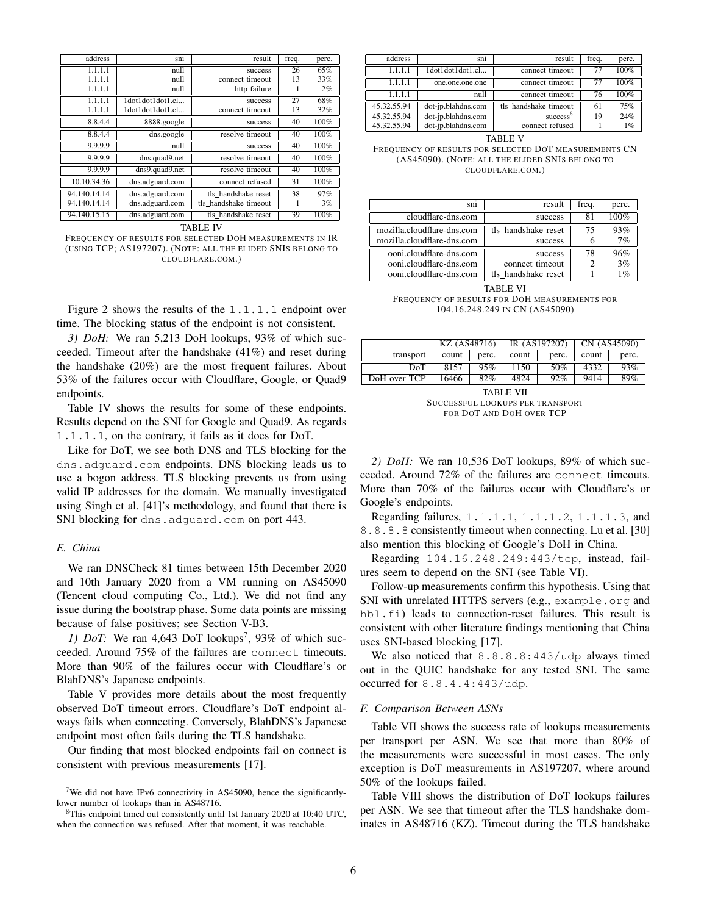| address | sni | result | freq. | perc. |
|---|---|---|---|---|
| 1.1.1.1 | null | success | 26 | 65% |
| 1.1.1.1 | null | connect timeout | 13 | 33% |
| 1.1.1.1 | null | http failure | 1 | 2% |
| 1.1.1.1 | 1dot1dot1dot1.cl... | success | 27 | 68% |
| 1.1.1.1 | 1dot1dot1dot1.cl... | connect timeout | 13 | 32% |
| 8.8.4.4 | 8888.google | success | 40 | 100% |
| 8.8.4.4 | dns.google | resolve timeout | 40 | 100% |
| 9.9.9.9 | null | success | 40 | 100% |
| 9.9.9.9 | dns.quad9.net | resolve timeout | 40 | 100% |
| 9.9.9.9 | dns9.quad9.net | resolve timeout | 40 | 100% |
| 10.10.34.36 | dns.adguard.com | connect refused | 31 | 100% |
| 94.140.14.14 | dns.adguard.com | tls_handshake reset | 38 | 97% |
| 94.140.14.14 | dns.adguard.com | tls_handshake timeout | 1 | 3% |
| 94.140.15.15 | dns.adguard.com | tls_handshake reset | 39 | 100% |

TABLE IV
FREQUENCY OF RESULTS FOR SELECTED DOH MEASUREMENTS IN IR (USING TCP; AS197207). (NOTE: ALL THE ELIDED SNIS BELONG TO CLOUDFLARE.COM.)

Figure 2 shows the results of the `1.1.1.1` endpoint over time. The blocking status of the endpoint is not consistent.

*3) DoH:* We ran 5,213 DoH lookups, 93% of which succeeded. Timeout after the handshake (41%) and reset during the handshake (20%) are the most frequent failures. About 53% of the failures occur with Cloudflare, Google, or Quad9 endpoints.

Table IV shows the results for some of these endpoints. Results depend on the SNI for Google and Quad9. As regards `1.1.1.1`, on the contrary, it fails as it does for DoT.

Like for DoT, we see both DNS and TLS blocking for the `dns.adguard.com` endpoints. DNS blocking leads us to use a bogon address. TLS blocking prevents us from using valid IP addresses for the domain. We manually investigated using Singh et al. [41]'s methodology, and found that there is SNI blocking for `dns.adguard.com` on port 443.

### E. China

We ran DNSCheck 81 times between 15th December 2020 and 10th January 2020 from a VM running on AS45090 (Tencent cloud computing Co., Ltd.). We did not find any issue during the bootstrap phase. Some data points are missing because of false positives; see Section V-B3.

*1) DoT:* We ran 4,643 DoT lookups[7], 93% of which succeeded. Around 75% of the failures are `connect` timeouts. More than 90% of the failures occur with Cloudflare's or BlahDNS's Japanese endpoints.

Table V provides more details about the most frequently observed DoT timeout errors. Cloudflare's DoT endpoint always fails when connecting. Conversely, BlahDNS's Japanese endpoint most often fails during the TLS handshake.

Our finding that most blocked endpoints fail on connect is consistent with previous measurements [17].

[7]We did not have IPv6 connectivity in AS45090, hence the significantly-lower number of lookups than in AS48716.

[8]This endpoint timed out consistently until 1st January 2020 at 10:40 UTC, when the connection was refused. After that moment, it was reachable.

| address | sni | result | freq. | perc. |
|---|---|---|---|---|
| 1.1.1.1 | 1dot1dot1dot1.cl... | connect timeout | 77 | 100% |
| 1.1.1.1 | one.one.one.one | connect timeout | 77 | 100% |
| 1.1.1.1 | null | connect timeout | 76 | 100% |
| 45.32.55.94 | dot-jp.blahdns.com | tls_handshake timeout | 61 | 75% |
| 45.32.55.94 | dot-jp.blahdns.com | success[8] | 19 | 24% |
| 45.32.55.94 | dot-jp.blahdns.com | connect refused | 1 | 1% |

TABLE V
FREQUENCY OF RESULTS FOR SELECTED DOT MEASUREMENTS CN (AS45090). (NOTE: ALL THE ELIDED SNIS BELONG TO CLOUDFLARE.COM.)

| sni | result | freq. | perc. |
|---|---|---|---|
| cloudflare-dns.com | success | 81 | 100% |
| mozilla.cloudflare-dns.com | tls_handshake reset | 75 | 93% |
| mozilla.cloudflare-dns.com | success | 6 | 7% |
| ooni.cloudflare-dns.com | success | 78 | 96% |
| ooni.cloudflare-dns.com | connect timeout | 2 | 3% |
| ooni.cloudflare-dns.com | tls_handshake reset | 1 | 1% |

TABLE VI
FREQUENCY OF RESULTS FOR DOH MEASUREMENTS FOR 104.16.248.249 IN CN (AS45090)

| | KZ (AS48716) | | IR (AS197207) | | CN (AS45090) | |
|---|---|---|---|---|---|---|
| transport | count | perc. | count | perc. | count | perc. |
| DoT | 8157 | 95% | 1150 | 50% | 4332 | 93% |
| DoH over TCP | 16466 | 82% | 4824 | 92% | 9414 | 89% |

TABLE VII
SUCCESSFUL LOOKUPS PER TRANSPORT FOR DOT AND DOH OVER TCP

*2) DoH:* We ran 10,536 DoT lookups, 89% of which succeeded. Around 72% of the failures are `connect` timeouts. More than 70% of the failures occur with Cloudflare's or Google's endpoints.

Regarding failures, `1.1.1.1`, `1.1.1.2`, `1.1.1.3`, and `8.8.8.8` consistently timeout when connecting. Lu et al. [30] also mention this blocking of Google's DoH in China.

Regarding `104.16.248.249:443/tcp`, instead, failures seem to depend on the SNI (see Table VI).

Follow-up measurements confirm this hypothesis. Using that SNI with unrelated HTTPS servers (e.g., `example.org` and `hbl.fi`) leads to connection-reset failures. This result is consistent with other literature findings mentioning that China uses SNI-based blocking [17].

We also noticed that `8.8.8.8:443/udp` always timed out in the QUIC handshake for any tested SNI. The same occurred for `8.8.4.4:443/udp`.

### F. Comparison Between ASNs

Table VII shows the success rate of lookups measurements per transport per ASN. We see that more than 80% of the measurements were successful in most cases. The only exception is DoT measurements in AS197207, where around 50% of the lookups failed.

Table VIII shows the distribution of DoT lookups failures per ASN. We see that timeout after the TLS handshake dominates in AS48716 (KZ). Timeout during the TLS handshake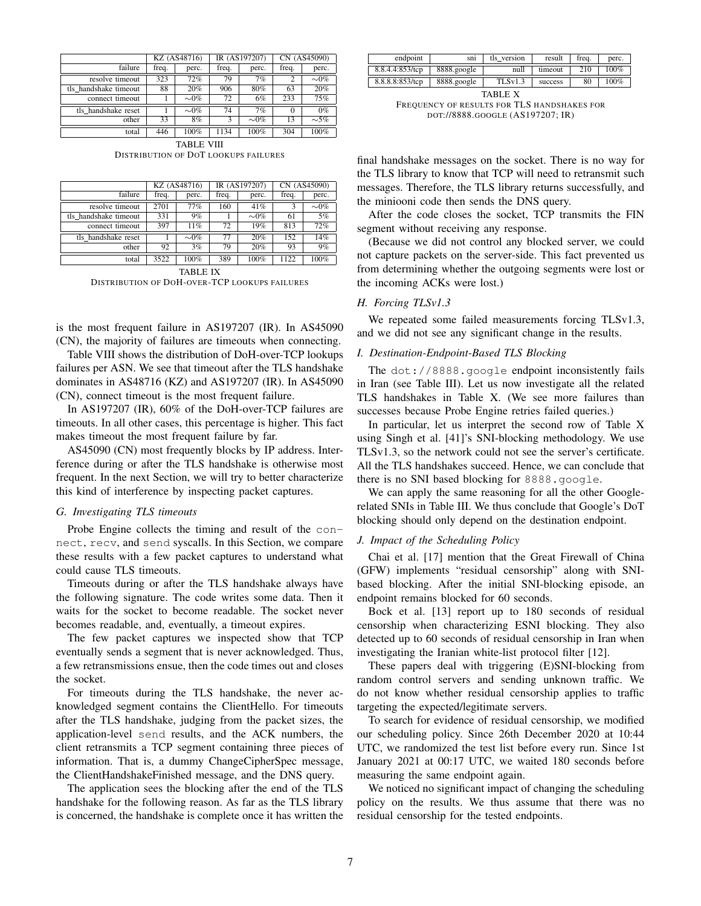| | KZ (AS48716) | | IR (AS197207) | | CN (AS45090) | |
|---|---|---|---|---|---|---|
| failure | freq. | perc. | freq. | perc. | freq. | perc. |
| resolve timeout | 323 | 72% | 79 | 7% | 2 | ∼0% |
| tls_handshake timeout | 88 | 20% | 906 | 80% | 63 | 20% |
| connect timeout | 1 | ∼0% | 72 | 6% | 233 | 75% |
| tls_handshake reset | 1 | ∼0% | 74 | 7% | 0 | 0% |
| other | 33 | 8% | 3 | ∼0% | 13 | ∼5% |
| total | 446 | 100% | 1134 | 100% | 304 | 100% |

TABLE VIII
DISTRIBUTION OF DOT LOOKUPS FAILURES

| | KZ (AS48716) | | IR (AS197207) | | CN (AS45090) | |
|---|---|---|---|---|---|---|
| failure | freq. | perc. | freq. | perc. | freq. | perc. |
| resolve timeout | 2701 | 77% | 160 | 41% | 3 | ∼0% |
| tls_handshake timeout | 331 | 9% | 1 | ∼0% | 61 | 5% |
| connect timeout | 397 | 11% | 72 | 19% | 813 | 72% |
| tls_handshake reset | 1 | ∼0% | 77 | 20% | 152 | 14% |
| other | 92 | 3% | 79 | 20% | 93 | 9% |
| total | 3522 | 100% | 389 | 100% | 1122 | 100% |

TABLE IX
DISTRIBUTION OF DOH-OVER-TCP LOOKUPS FAILURES

is the most frequent failure in AS197207 (IR). In AS45090 (CN), the majority of failures are timeouts when connecting.

Table VIII shows the distribution of DoH-over-TCP lookups failures per ASN. We see that timeout after the TLS handshake dominates in AS48716 (KZ) and AS197207 (IR). In AS45090 (CN), connect timeout is the most frequent failure.

In AS197207 (IR), 60% of the DoH-over-TCP failures are timeouts. In all other cases, this percentage is higher. This fact makes timeout the most frequent failure by far.

AS45090 (CN) most frequently blocks by IP address. Interference during or after the TLS handshake is otherwise most frequent. In the next Section, we will try to better characterize this kind of interference by inspecting packet captures.

### G. Investigating TLS timeouts

Probe Engine collects the timing and result of the `connect`, `recv`, and `send` syscalls. In this Section, we compare these results with a few packet captures to understand what could cause TLS timeouts.

Timeouts during or after the TLS handshake always have the following signature. The code writes some data. Then it waits for the socket to become readable. The socket never becomes readable, and, eventually, a timeout expires.

The few packet captures we inspected show that TCP eventually sends a segment that is never acknowledged. Thus, a few retransmissions ensue, then the code times out and closes the socket.

For timeouts during the TLS handshake, the never acknowledged segment contains the ClientHello. For timeouts after the TLS handshake, judging from the packet sizes, the application-level `send` results, and the ACK numbers, the client retransmits a TCP segment containing three pieces of information. That is, a dummy ChangeCipherSpec message, the ClientHandshakeFinished message, and the DNS query.

The application sees the blocking after the end of the TLS handshake for the following reason. As far as the TLS library is concerned, the handshake is complete once it has written the final handshake messages on the socket. There is no way for the TLS library to know that TCP will need to retransmit such messages. Therefore, the TLS library returns successfully, and the miniooni code then sends the DNS query.

After the code closes the socket, TCP transmits the FIN segment without receiving any response.

(Because we did not control any blocked server, we could not capture packets on the server-side. This fact prevented us from determining whether the outgoing segments were lost or the incoming ACKs were lost.)

### H. Forcing TLSv1.3

We repeated some failed measurements forcing TLSv1.3, and we did not see any significant change in the results.

### I. Destination-Endpoint-Based TLS Blocking

| endpoint | sni | tls_version | result | freq. | perc. |
|---|---|---|---|---|---|
| 8.8.4.4:853/tcp | 8888.google | null | timeout | 210 | 100% |
| 8.8.8.8:853/tcp | 8888.google | TLSv1.3 | success | 80 | 100% |

TABLE X
FREQUENCY OF RESULTS FOR TLS HANDSHAKES FOR DOT://8888.GOOGLE (AS197207; IR)

The `dot://8888.google` endpoint inconsistently fails in Iran (see Table III). Let us now investigate all the related TLS handshakes in Table X. (We see more failures than successes because Probe Engine retries failed queries.)

In particular, let us interpret the second row of Table X using Singh et al. [41]'s SNI-blocking methodology. We use TLSv1.3, so the network could not see the server's certificate. All the TLS handshakes succeed. Hence, we can conclude that there is no SNI based blocking for `8888.google`.

We can apply the same reasoning for all the other Google-related SNIs in Table III. We thus conclude that Google's DoT blocking should only depend on the destination endpoint.

### J. Impact of the Scheduling Policy

Chai et al. [17] mention that the Great Firewall of China (GFW) implements "residual censorship" along with SNI-based blocking. After the initial SNI-blocking episode, an endpoint remains blocked for 60 seconds.

Bock et al. [13] report up to 180 seconds of residual censorship when characterizing ESNI blocking. They also detected up to 60 seconds of residual censorship in Iran when investigating the Iranian white-list protocol filter [12].

These papers deal with triggering (E)SNI-blocking from random control servers and sending unknown traffic. We do not know whether residual censorship applies to traffic targeting the expected/legitimate servers.

To search for evidence of residual censorship, we modified our scheduling policy. Since 26th December 2020 at 10:44 UTC, we randomized the test list before every run. Since 1st January 2021 at 00:17 UTC, we waited 180 seconds before measuring the same endpoint again.

We noticed no significant impact of changing the scheduling policy on the results. We thus assume that there was no residual censorship for the tested endpoints.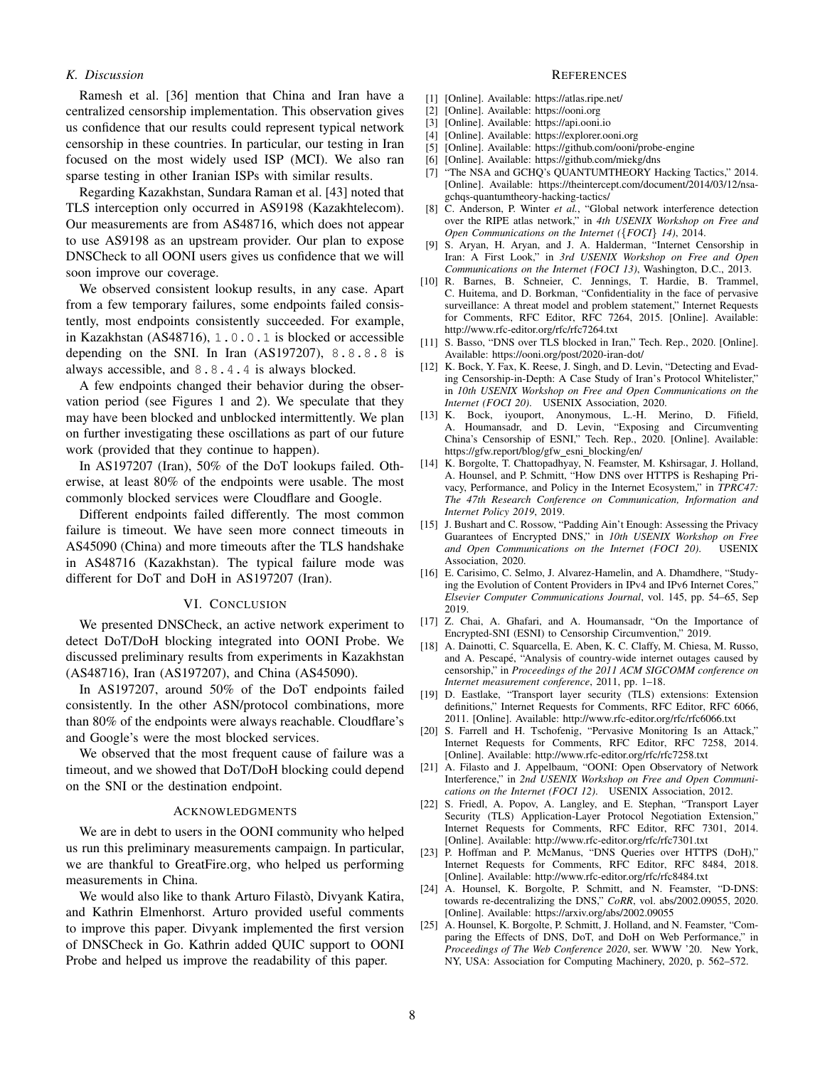### K. Discussion

Ramesh et al. [36] mention that China and Iran have a centralized censorship implementation. This observation gives us confidence that our results could represent typical network censorship in these countries. In particular, our testing in Iran focused on the most widely used ISP (MCI). We also ran sparse testing in other Iranian ISPs with similar results.

Regarding Kazakhstan, Sundara Raman et al. [43] noted that TLS interception only occurred in AS9198 (Kazakhtelecom). Our measurements are from AS48716, which does not appear to use AS9198 as an upstream provider. Our plan to expose DNSCheck to all OONI users gives us confidence that we will soon improve our coverage.

We observed consistent lookup results, in any case. Apart from a few temporary failures, some endpoints failed consistently, most endpoints consistently succeeded. For example, in Kazakhstan (AS48716), `1.0.0.1` is blocked or accessible depending on the SNI. In Iran (AS197207), `8.8.8.8` is always accessible, and `8.8.4.4` is always blocked.

A few endpoints changed their behavior during the observation period (see Figures 1 and 2). We speculate that they may have been blocked and unblocked intermittently. We plan on further investigating these oscillations as part of our future work (provided that they continue to happen).

In AS197207 (Iran), 50% of the DoT lookups failed. Otherwise, at least 80% of the endpoints were usable. The most commonly blocked services were Cloudflare and Google.

Different endpoints failed differently. The most common failure is timeout. We have seen more connect timeouts in AS45090 (China) and more timeouts after the TLS handshake in AS48716 (Kazakhstan). The typical failure mode was different for DoT and DoH in AS197207 (Iran).

## VI. Conclusion

We presented DNSCheck, an active network experiment to detect DoT/DoH blocking integrated into OONI Probe. We discussed preliminary results from experiments in Kazakhstan (AS48716), Iran (AS197207), and China (AS45090).

In AS197207, around 50% of the DoT endpoints failed consistently. In the other ASN/protocol combinations, more than 80% of the endpoints were always reachable. Cloudflare's and Google's were the most blocked services.

We observed that the most frequent cause of failure was a timeout, and we showed that DoT/DoH blocking could depend on the SNI or the destination endpoint.

## Acknowledgments

We are in debt to users in the OONI community who helped us run this preliminary measurements campaign. In particular, we are thankful to GreatFire.org, who helped us performing measurements in China.

We would also like to thank Arturo Filastò, Divyank Katira, and Kathrin Elmenhorst. Arturo provided useful comments to improve this paper. Divyank implemented the first version of DNSCheck in Go. Kathrin added QUIC support to OONI Probe and helped us improve the readability of this paper.

## References

[1] [Online]. Available: https://atlas.ripe.net/

[2] [Online]. Available: https://ooni.org

[3] [Online]. Available: https://api.ooni.io

[4] [Online]. Available: https://explorer.ooni.org

[5] [Online]. Available: https://github.com/ooni/probe-engine

[6] [Online]. Available: https://github.com/miekg/dns

[7] "The NSA and GCHQ's QUANTUMTHEORY Hacking Tactics," 2014. [Online]. Available: https://theintercept.com/document/2014/03/12/nsa-gchqs-quantumtheory-hacking-tactics/

[8] C. Anderson, P. Winter *et al.*, "Global network interference detection over the RIPE atlas network," in *4th USENIX Workshop on Free and Open Communications on the Internet ({FOCI} 14)*, 2014.

[9] S. Aryan, H. Aryan, and J. A. Halderman, "Internet Censorship in Iran: A First Look," in *3rd USENIX Workshop on Free and Open Communications on the Internet (FOCI 13)*, Washington, D.C., 2013.

[10] R. Barnes, B. Schneier, C. Jennings, T. Hardie, B. Trammel, C. Huitema, and D. Borkman, "Confidentiality in the face of pervasive surveillance: A threat model and problem statement," Internet Requests for Comments, RFC Editor, RFC 7264, 2015. [Online]. Available: http://www.rfc-editor.org/rfc/rfc7264.txt

[11] S. Basso, "DNS over TLS blocked in Iran," Tech. Rep., 2020. [Online]. Available: https://ooni.org/post/2020-iran-dot/

[12] K. Bock, Y. Fax, K. Reese, J. Singh, and D. Levin, "Detecting and Evading Censorship-in-Depth: A Case Study of Iran's Protocol Whitelister," in *10th USENIX Workshop on Free and Open Communications on the Internet (FOCI 20)*. USENIX Association, 2020.

[13] K. Bock, iyouport, Anonymous, L.-H. Merino, D. Fifield, A. Houmansadr, and D. Levin, "Exposing and Circumventing China's Censorship of ESNI," Tech. Rep., 2020. [Online]. Available: https://gfw.report/blog/gfw_esni_blocking/en/

[14] K. Borgolte, T. Chattopadhyay, N. Feamster, M. Kshirsagar, J. Holland, A. Hounsel, and P. Schmitt, "How DNS over HTTPS is Reshaping Privacy, Performance, and Policy in the Internet Ecosystem," in *TPRC47: The 47th Research Conference on Communication, Information and Internet Policy 2019*, 2019.

[15] J. Bushart and C. Rossow, "Padding Ain't Enough: Assessing the Privacy Guarantees of Encrypted DNS," in *10th USENIX Workshop on Free and Open Communications on the Internet (FOCI 20)*. USENIX Association, 2020.

[16] E. Carisimo, C. Selmo, J. Alvarez-Hamelin, and A. Dhamdhere, "Studying the Evolution of Content Providers in IPv4 and IPv6 Internet Cores," *Elsevier Computer Communications Journal*, vol. 145, pp. 54–65, Sep 2019.

[17] Z. Chai, A. Ghafari, and A. Houmansadr, "On the Importance of Encrypted-SNI (ESNI) to Censorship Circumvention," 2019.

[18] A. Dainotti, C. Squarcella, E. Aben, K. C. Claffy, M. Chiesa, M. Russo, and A. Pescapé, "Analysis of country-wide internet outages caused by censorship," in *Proceedings of the 2011 ACM SIGCOMM conference on Internet measurement conference*, 2011, pp. 1–18.

[19] D. Eastlake, "Transport layer security (TLS) extensions: Extension definitions," Internet Requests for Comments, RFC Editor, RFC 6066, 2011. [Online]. Available: http://www.rfc-editor.org/rfc/rfc6066.txt

[20] S. Farrell and H. Tschofenig, "Pervasive Monitoring Is an Attack," Internet Requests for Comments, RFC Editor, RFC 7258, 2014. [Online]. Available: http://www.rfc-editor.org/rfc/rfc7258.txt

[21] A. Filasto and J. Appelbaum, "OONI: Open Observatory of Network Interference," in *2nd USENIX Workshop on Free and Open Communications on the Internet (FOCI 12)*. USENIX Association, 2012.

[22] S. Friedl, A. Popov, A. Langley, and E. Stephan, "Transport Layer Security (TLS) Application-Layer Protocol Negotiation Extension," Internet Requests for Comments, RFC Editor, RFC 7301, 2014. [Online]. Available: http://www.rfc-editor.org/rfc/rfc7301.txt

[23] P. Hoffman and P. McManus, "DNS Queries over HTTPS (DoH)," Internet Requests for Comments, RFC Editor, RFC 8484, 2018. [Online]. Available: http://www.rfc-editor.org/rfc/rfc8484.txt

[24] A. Hounsel, K. Borgolte, P. Schmitt, and N. Feamster, "D-DNS: towards re-decentralizing the DNS," *CoRR*, vol. abs/2002.09055, 2020. [Online]. Available: https://arxiv.org/abs/2002.09055

[25] A. Hounsel, K. Borgolte, P. Schmitt, J. Holland, and N. Feamster, "Comparing the Effects of DNS, DoT, and DoH on Web Performance," in *Proceedings of The Web Conference 2020*, ser. WWW '20. New York, NY, USA: Association for Computing Machinery, 2020, p. 562–572.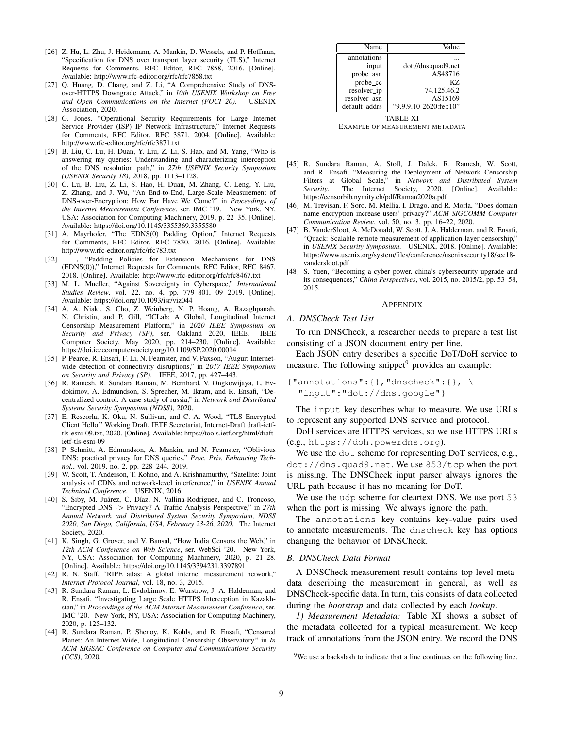[26] Z. Hu, L. Zhu, J. Heidemann, A. Mankin, D. Wessels, and P. Hoffman, "Specification for DNS over transport layer security (TLS)," Internet Requests for Comments, RFC Editor, RFC 7858, 2016. [Online]. Available: http://www.rfc-editor.org/rfc/rfc7858.txt

[27] Q. Huang, D. Chang, and Z. Li, "A Comprehensive Study of DNS-over-HTTPS Downgrade Attack," in *10th USENIX Workshop on Free and Open Communications on the Internet (FOCI 20)*. USENIX Association, 2020.

[28] G. Jones, "Operational Security Requirements for Large Internet Service Provider (ISP) IP Network Infrastructure," Internet Requests for Comments, RFC Editor, RFC 3871, 2004. [Online]. Available: http://www.rfc-editor.org/rfc/rfc3871.txt

[29] B. Liu, C. Lu, H. Duan, Y. Liu, Z. Li, S. Hao, and M. Yang, "Who is answering my queries: Understanding and characterizing interception of the DNS resolution path," in *27th USENIX Security Symposium (USENIX Security 18)*, 2018, pp. 1113–1128.

[30] C. Lu, B. Liu, Z. Li, S. Hao, H. Duan, M. Zhang, C. Leng, Y. Liu, Z. Zhang, and J. Wu, "An End-to-End, Large-Scale Measurement of DNS-over-Encryption: How Far Have We Come?" in *Proceedings of the Internet Measurement Conference*, ser. IMC '19. New York, NY, USA: Association for Computing Machinery, 2019, p. 22–35. [Online]. Available: https://doi.org/10.1145/3355369.3355580

[31] A. Mayrhofer, "The EDNS(0) Padding Option," Internet Requests for Comments, RFC Editor, RFC 7830, 2016. [Online]. Available: http://www.rfc-editor.org/rfc/rfc783.txt

[32] ——, "Padding Policies for Extension Mechanisms for DNS (EDNS(0))," Internet Requests for Comments, RFC Editor, RFC 8467, 2018. [Online]. Available: http://www.rfc-editor.org/rfc/rfc8467.txt

[33] M. L. Mueller, "Against Sovereignty in Cyberspace," *International Studies Review*, vol. 22, no. 4, pp. 779–801, 09 2019. [Online]. Available: https://doi.org/10.1093/isr/viz044

[34] A. A. Niaki, S. Cho, Z. Weinberg, N. P. Hoang, A. Razaghpanah, N. Christin, and P. Gill, "ICLab: A Global, Longitudinal Internet Censorship Measurement Platform," in *2020 IEEE Symposium on Security and Privacy (SP)*, ser. Oakland 2020, IEEE. IEEE Computer Society, May 2020, pp. 214–230. [Online]. Available: https://doi.ieeecomputersociety.org/10.1109/SP.2020.00014

[35] P. Pearce, R. Ensafi, F. Li, N. Feamster, and V. Paxson, "Augur: Internet-wide detection of connectivity disruptions," in *2017 IEEE Symposium on Security and Privacy (SP)*. IEEE, 2017, pp. 427–443.

[36] R. Ramesh, R. Sundara Raman, M. Bernhard, V. Ongkowijaya, L. Evdokimov, A. Edmundson, S. Sprecher, M. Ikram, and R. Ensafi, "Decentralized control: A case study of russia," in *Network and Distributed Systems Security Symposium (NDSS)*, 2020.

[37] E. Rescorla, K. Oku, N. Sullivan, and C. A. Wood, "TLS Encrypted Client Hello," Working Draft, IETF Secretariat, Internet-Draft draft-ietf-tls-esni-09.txt, 2020. [Online]. Available: https://tools.ietf.org/html/draft-ietf-tls-esni-09

[38] P. Schmitt, A. Edmundson, A. Mankin, and N. Feamster, "Oblivious DNS: practical privacy for DNS queries," *Proc. Priv. Enhancing Technol.*, vol. 2019, no. 2, pp. 228–244, 2019.

[39] W. Scott, T. Anderson, T. Kohno, and A. Krishnamurthy, "Satellite: Joint analysis of CDNs and network-level interference," in *USENIX Annual Technical Conference*. USENIX, 2016.

[40] S. Siby, M. Juárez, C. Díaz, N. Vallina-Rodriguez, and C. Troncoso, "Encrypted DNS -> Privacy? A Traffic Analysis Perspective," in *27th Annual Network and Distributed System Security Symposium, NDSS 2020, San Diego, California, USA, February 23-26, 2020*. The Internet Society, 2020.

[41] K. Singh, G. Grover, and V. Bansal, "How India Censors the Web," in *12th ACM Conference on Web Science*, ser. WebSci '20. New York, NY, USA: Association for Computing Machinery, 2020, p. 21–28. [Online]. Available: https://doi.org/10.1145/3394231.3397891

[42] R. N. Staff, "RIPE atlas: A global internet measurement network," *Internet Protocol Journal*, vol. 18, no. 3, 2015.

[43] R. Sundara Raman, L. Evdokimov, E. Wurstrow, J. A. Halderman, and R. Ensafi, "Investigating Large Scale HTTPS Interception in Kazakhstan," in *Proceedings of the ACM Internet Measurement Conference*, ser. IMC '20. New York, NY, USA: Association for Computing Machinery, 2020, p. 125–132.

[44] R. Sundara Raman, P. Shenoy, K. Kohls, and R. Ensafi, "Censored Planet: An Internet-Wide, Longitudinal Censorship Observatory," in *In ACM SIGSAC Conference on Computer and Communications Security (CCS)*, 2020.

[45] R. Sundara Raman, A. Stoll, J. Dalek, R. Ramesh, W. Scott, and R. Ensafi, "Measuring the Deployment of Network Censorship Filters at Global Scale," in *Network and Distributed System Security*. The Internet Society, 2020. [Online]. Available: https://censorbib.nymity.ch/pdf/Raman2020a.pdf

[46] M. Trevisan, F. Soro, M. Mellia, I. Drago, and R. Morla, "Does domain name encryption increase users' privacy?" *ACM SIGCOMM Computer Communication Review*, vol. 50, no. 3, pp. 16–22, 2020.

[47] B. VanderSloot, A. McDonald, W. Scott, J. A. Halderman, and R. Ensafi, "Quack: Scalable remote measurement of application-layer censorship," in *USENIX Security Symposium*. USENIX, 2018. [Online]. Available: https://www.usenix.org/system/files/conference/usenixsecurity18/sec18-vandersloot.pdf

[48] S. Yuen, "Becoming a cyber power. china's cybersecurity upgrade and its consequences," *China Perspectives*, vol. 2015, no. 2015/2, pp. 53–58, 2015.

## Appendix

### A. DNSCheck Test List

To run DNSCheck, a researcher needs to prepare a test list consisting of a JSON document entry per line.

Each JSON entry describes a specific DoT/DoH service to measure. The following snippet[9] provides an example:

```
{"annotations":{},"dnscheck":{}, \
  "input":"dot://dns.google"}
```

The `input` key describes what to measure. We use URLs to represent any supported DNS service and protocol.

DoH services are HTTPS services, so we use HTTPS URLs (e.g., `https://doh.powerdns.org`).

We use the `dot` scheme for representing DoT services, e.g., `dot://dns.quad9.net`. We use `853/tcp` when the port is missing. The DNSCheck input parser always ignores the URL path because it has no meaning for DoT.

We use the `udp` scheme for cleartext DNS. We use port `53` when the port is missing. We always ignore the path.

The `annotations` key contains key-value pairs used to annotate measurements. The `dnscheck` key has options changing the behavior of DNSCheck.

### B. DNSCheck Data Format

A DNSCheck measurement result contains top-level metadata describing the measurement in general, as well as DNSCheck-specific data. In turn, this consists of data collected during the *bootstrap* and data collected by each *lookup*.

*1) Measurement Metadata:* Table XI shows a subset of the metadata collected for a typical measurement. We keep track of annotations from the JSON entry. We record the DNS

| Name | Value |
|---|---|
| annotations | ... |
| input | dot://dns.quad9.net |
| probe_asn | AS48716 |
| probe_cc | KZ |
| resolver_ip | 74.125.46.2 |
| resolver_asn | AS15169 |
| default_addrs | "9.9.9.10 2620:fe::10" |

TABLE XI
EXAMPLE OF MEASUREMENT METADATA

[9] We use a backslash to indicate that a line continues on the following line.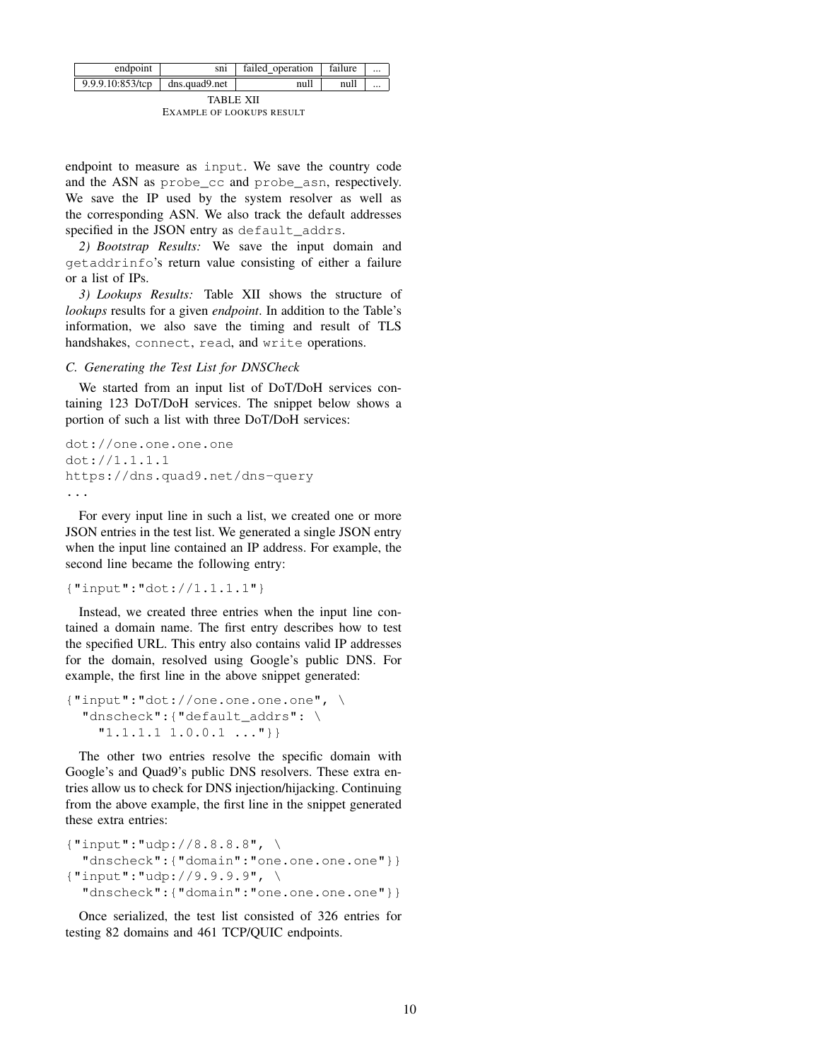| endpoint | sni | failed_operation | failure | ... |
|---|---|---|---|---|
| 9.9.9.10:853/tcp | dns.quad9.net | null | null | ... |

TABLE XII
EXAMPLE OF LOOKUPS RESULT

endpoint to measure as `input`. We save the country code and the ASN as `probe_cc` and `probe_asn`, respectively. We save the IP used by the system resolver as well as the corresponding ASN. We also track the default addresses specified in the JSON entry as `default_addrs`.

*2) Bootstrap Results:* We save the input domain and `getaddrinfo`'s return value consisting of either a failure or a list of IPs.

*3) Lookups Results:* Table XII shows the structure of *lookups* results for a given *endpoint*. In addition to the Table's information, we also save the timing and result of TLS handshakes, `connect`, `read`, and `write` operations.

### C. Generating the Test List for DNSCheck

We started from an input list of DoT/DoH services containing 123 DoT/DoH services. The snippet below shows a portion of such a list with three DoT/DoH services:

```
dot://one.one.one.one
dot://1.1.1.1
https://dns.quad9.net/dns-query
...
```

For every input line in such a list, we created one or more JSON entries in the test list. We generated a single JSON entry when the input line contained an IP address. For example, the second line became the following entry:

```
{"input":"dot://1.1.1.1"}
```

Instead, we created three entries when the input line contained a domain name. The first entry describes how to test the specified URL. This entry also contains valid IP addresses for the domain, resolved using Google's public DNS. For example, the first line in the above snippet generated:

```
{"input":"dot://one.one.one.one", \
  "dnscheck":{"default_addrs": \
    "1.1.1.1 1.0.0.1 ..."}}
```

The other two entries resolve the specific domain with Google's and Quad9's public DNS resolvers. These extra entries allow us to check for DNS injection/hijacking. Continuing from the above example, the first line in the snippet generated these extra entries:

```
{"input":"udp://8.8.8.8", \
  "dnscheck":{"domain":"one.one.one.one"}}
{"input":"udp://9.9.9.9", \
  "dnscheck":{"domain":"one.one.one.one"}}
```

Once serialized, the test list consisted of 326 entries for testing 82 domains and 461 TCP/QUIC endpoints.